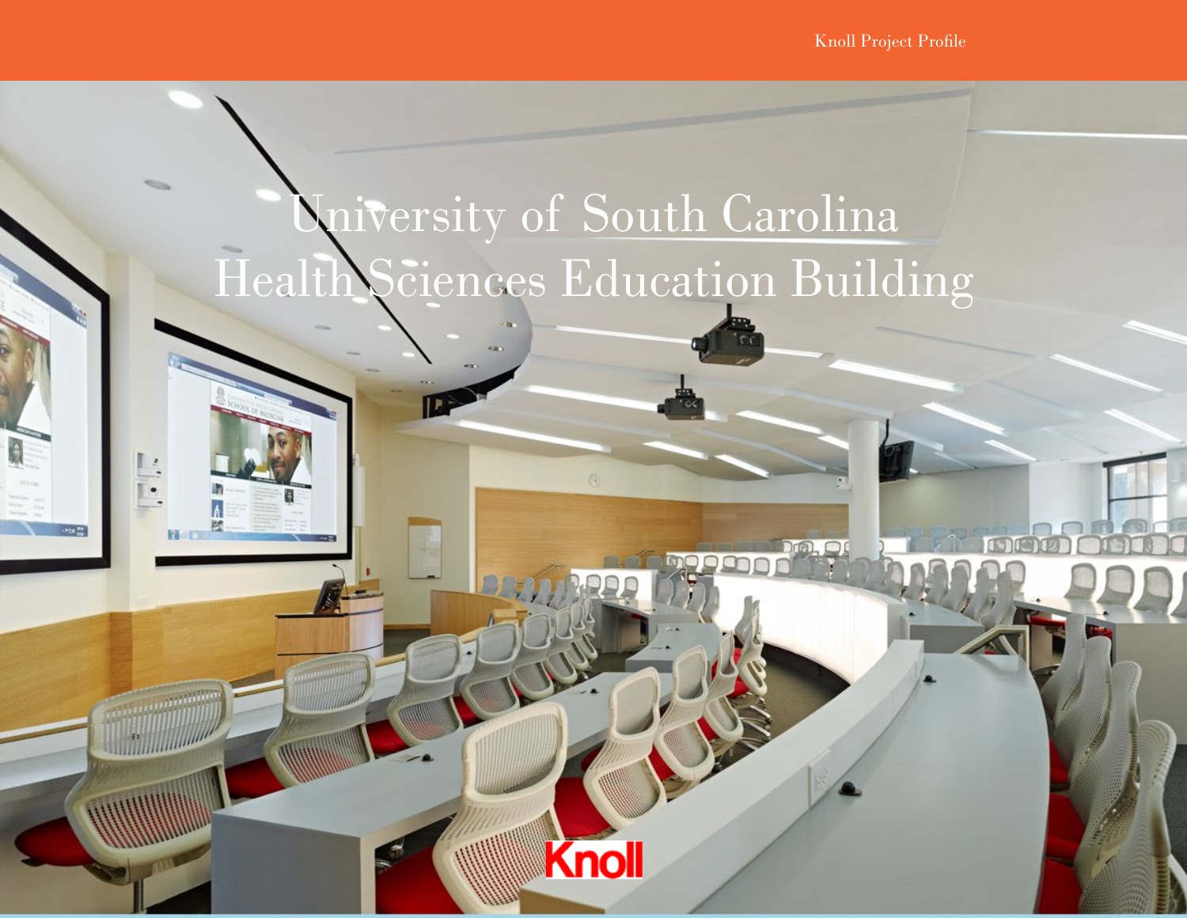Knoll Project Profile

# University of South Carolina Health Sciences Education Building

Knoll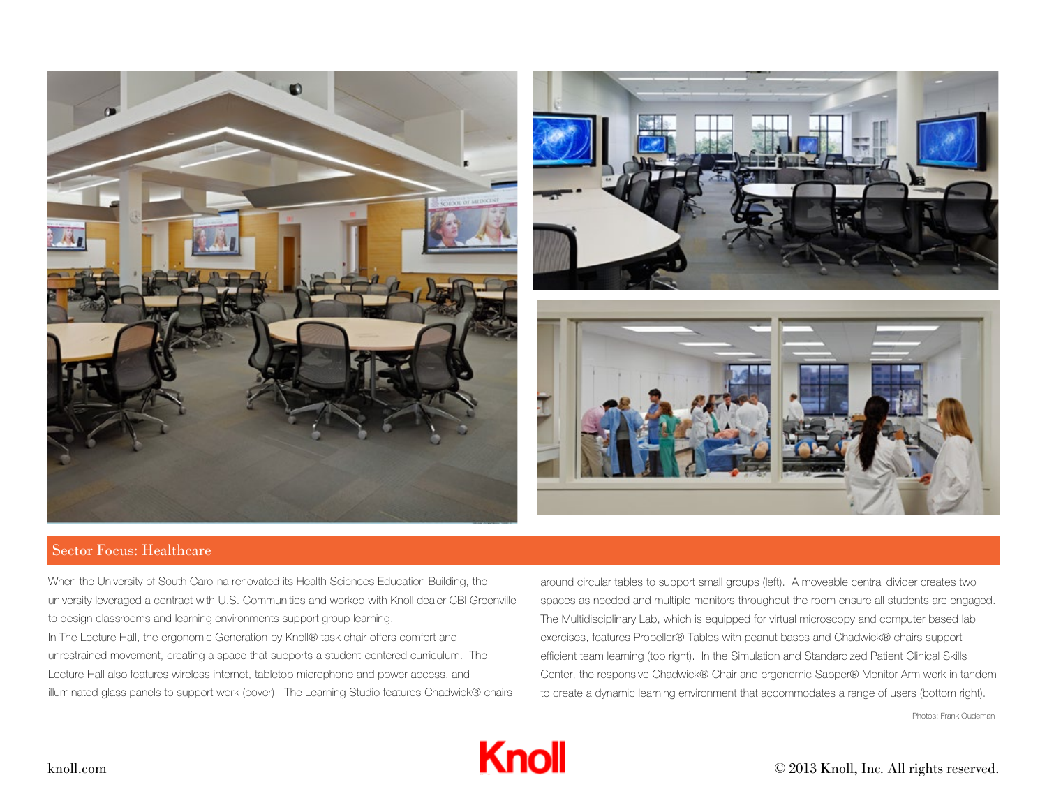## Sector Focus: Healthcare

When the University of South Carolina renovated its Health Sciences Education Building, the university leveraged a contract with U.S. Communities and worked with Knoll dealer CBI Greenville to design classrooms and learning environments support group learning.

In The Lecture Hall, the ergonomic Generation by Knoll® task chair offers comfort and unrestrained movement, creating a space that supports a student-centered curriculum. The Lecture Hall also features wireless internet, tabletop microphone and power access, and illuminated glass panels to support work (cover). The Learning Studio features Chadwick® chairs around circular tables to support small groups (left). A moveable central divider creates two spaces as needed and multiple monitors throughout the room ensure all students are engaged. The Multidisciplinary Lab, which is equipped for virtual microscopy and computer based lab exercises, features Propeller® Tables with peanut bases and Chadwick® chairs support efficient team learning (top right). In the Simulation and Standardized Patient Clinical Skills Center, the responsive Chadwick® Chair and ergonomic Sapper® Monitor Arm work in tandem to create a dynamic learning environment that accommodates a range of users (bottom right).

Photos: Frank Oudeman

knoll.com

Knoll

© 2013 Knoll, Inc. All rights reserved.